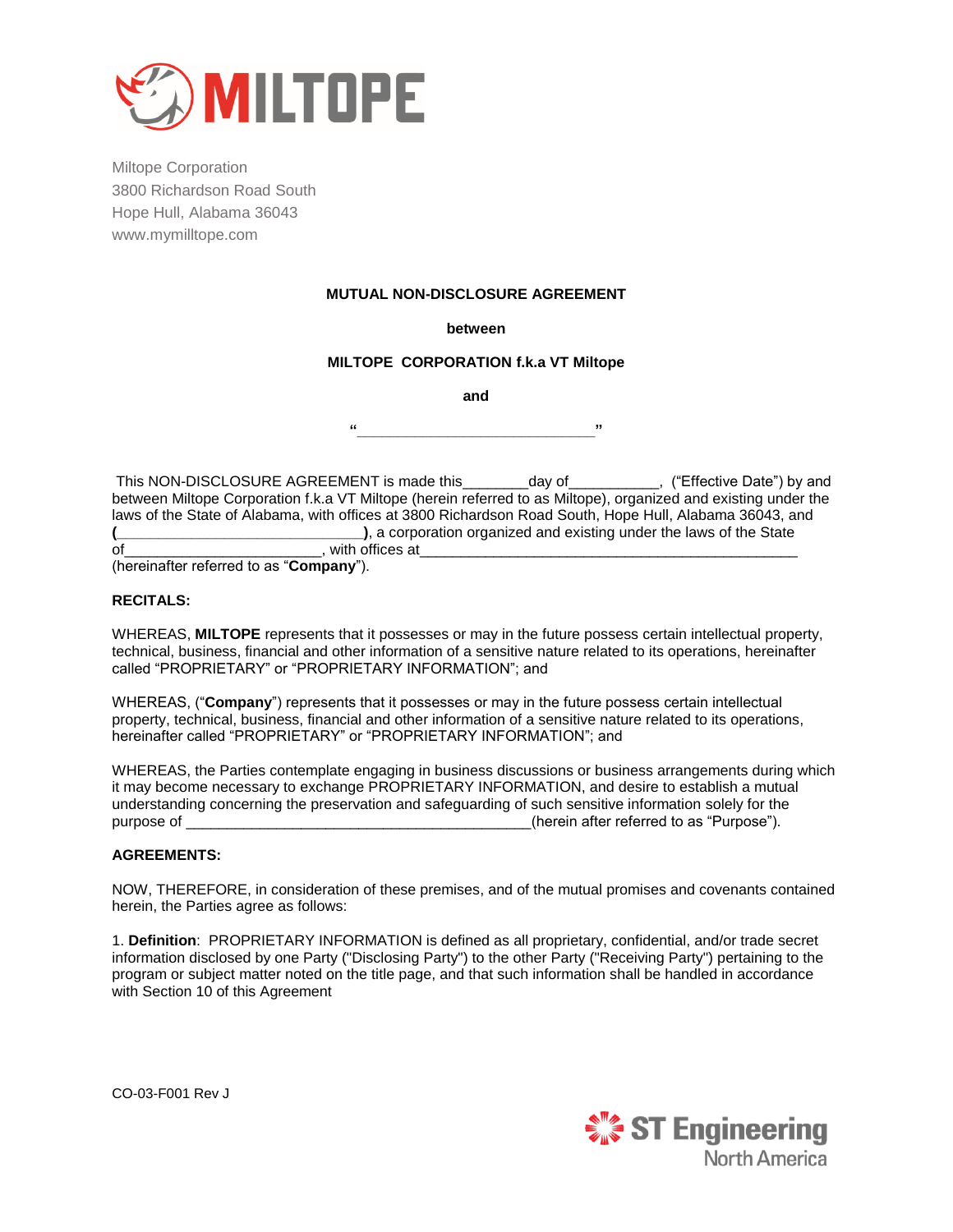Miltope Corporation
3800 Richardson Road South
Hope Hull, Alabama 36043
www.mymilltope.com

**MUTUAL NON-DISCLOSURE AGREEMENT**

**between**

**MILTOPE CORPORATION f.k.a VT Miltope**

**and**

**"\_\_\_\_\_\_\_\_\_\_\_\_\_\_\_\_\_\_\_\_\_\_\_\_\_\_\_\_\_\_"**

This NON-DISCLOSURE AGREEMENT is made this\_\_\_\_\_\_\_\_day of\_\_\_\_\_\_\_\_\_\_\_, ("Effective Date") by and between Miltope Corporation f.k.a VT Miltope (herein referred to as Miltope), organized and existing under the laws of the State of Alabama, with offices at 3800 Richardson Road South, Hope Hull, Alabama 36043, and **(\_\_\_\_\_\_\_\_\_\_\_\_\_\_\_\_\_\_\_\_\_\_\_\_\_\_\_\_\_\_)**, a corporation organized and existing under the laws of the State of\_\_\_\_\_\_\_\_\_\_\_\_\_\_\_\_\_\_\_\_\_\_\_\_\_, with offices at\_\_\_\_\_\_\_\_\_\_\_\_\_\_\_\_\_\_\_\_\_\_\_\_\_\_\_\_\_\_\_\_\_\_\_\_\_\_\_\_\_\_\_\_\_\_\_\_ (hereinafter referred to as "**Company**").

**RECITALS:**

WHEREAS, **MILTOPE** represents that it possesses or may in the future possess certain intellectual property, technical, business, financial and other information of a sensitive nature related to its operations, hereinafter called "PROPRIETARY" or "PROPRIETARY INFORMATION"; and

WHEREAS, ("**Company**") represents that it possesses or may in the future possess certain intellectual property, technical, business, financial and other information of a sensitive nature related to its operations, hereinafter called "PROPRIETARY" or "PROPRIETARY INFORMATION"; and

WHEREAS, the Parties contemplate engaging in business discussions or business arrangements during which it may become necessary to exchange PROPRIETARY INFORMATION, and desire to establish a mutual understanding concerning the preservation and safeguarding of such sensitive information solely for the purpose of \_\_\_\_\_\_\_\_\_\_\_\_\_\_\_\_\_\_\_\_\_\_\_\_\_\_\_\_\_\_\_\_\_\_\_\_\_\_\_\_\_\_\_(herein after referred to as "Purpose").

**AGREEMENTS:**

NOW, THEREFORE, in consideration of these premises, and of the mutual promises and covenants contained herein, the Parties agree as follows:

1. **Definition**: PROPRIETARY INFORMATION is defined as all proprietary, confidential, and/or trade secret information disclosed by one Party ("Disclosing Party") to the other Party ("Receiving Party") pertaining to the program or subject matter noted on the title page, and that such information shall be handled in accordance with Section 10 of this Agreement

CO-03-F001 Rev J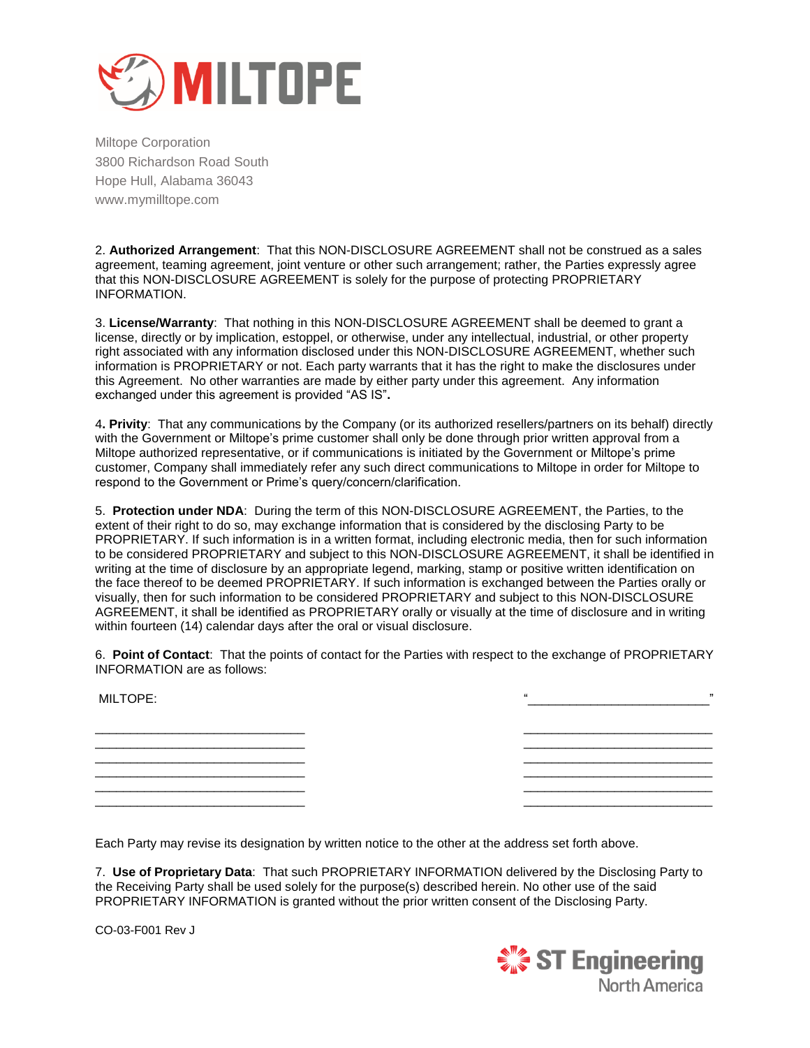Miltope Corporation
3800 Richardson Road South
Hope Hull, Alabama 36043
www.mymilltope.com

2. **Authorized Arrangement**: That this NON-DISCLOSURE AGREEMENT shall not be construed as a sales agreement, teaming agreement, joint venture or other such arrangement; rather, the Parties expressly agree that this NON-DISCLOSURE AGREEMENT is solely for the purpose of protecting PROPRIETARY INFORMATION.

3. **License/Warranty**: That nothing in this NON-DISCLOSURE AGREEMENT shall be deemed to grant a license, directly or by implication, estoppel, or otherwise, under any intellectual, industrial, or other property right associated with any information disclosed under this NON-DISCLOSURE AGREEMENT, whether such information is PROPRIETARY or not. Each party warrants that it has the right to make the disclosures under this Agreement. No other warranties are made by either party under this agreement. Any information exchanged under this agreement is provided "AS IS"**.**

4**. Privity**: That any communications by the Company (or its authorized resellers/partners on its behalf) directly with the Government or Miltope's prime customer shall only be done through prior written approval from a Miltope authorized representative, or if communications is initiated by the Government or Miltope's prime customer, Company shall immediately refer any such direct communications to Miltope in order for Miltope to respond to the Government or Prime's query/concern/clarification.

5. **Protection under NDA**: During the term of this NON-DISCLOSURE AGREEMENT, the Parties, to the extent of their right to do so, may exchange information that is considered by the disclosing Party to be PROPRIETARY. If such information is in a written format, including electronic media, then for such information to be considered PROPRIETARY and subject to this NON-DISCLOSURE AGREEMENT, it shall be identified in writing at the time of disclosure by an appropriate legend, marking, stamp or positive written identification on the face thereof to be deemed PROPRIETARY. If such information is exchanged between the Parties orally or visually, then for such information to be considered PROPRIETARY and subject to this NON-DISCLOSURE AGREEMENT, it shall be identified as PROPRIETARY orally or visually at the time of disclosure and in writing within fourteen (14) calendar days after the oral or visual disclosure.

6. **Point of Contact**: That the points of contact for the Parties with respect to the exchange of PROPRIETARY INFORMATION are as follows:

| MILTOPE: | "___________________________" |
|---|---|
| ______________________________ | ___________________________ |
| ______________________________ | ___________________________ |
| ______________________________ | ___________________________ |
| ______________________________ | ___________________________ |
| ______________________________ | ___________________________ |
| ______________________________ | ___________________________ |

Each Party may revise its designation by written notice to the other at the address set forth above.

7. **Use of Proprietary Data**: That such PROPRIETARY INFORMATION delivered by the Disclosing Party to the Receiving Party shall be used solely for the purpose(s) described herein. No other use of the said PROPRIETARY INFORMATION is granted without the prior written consent of the Disclosing Party.

CO-03-F001 Rev J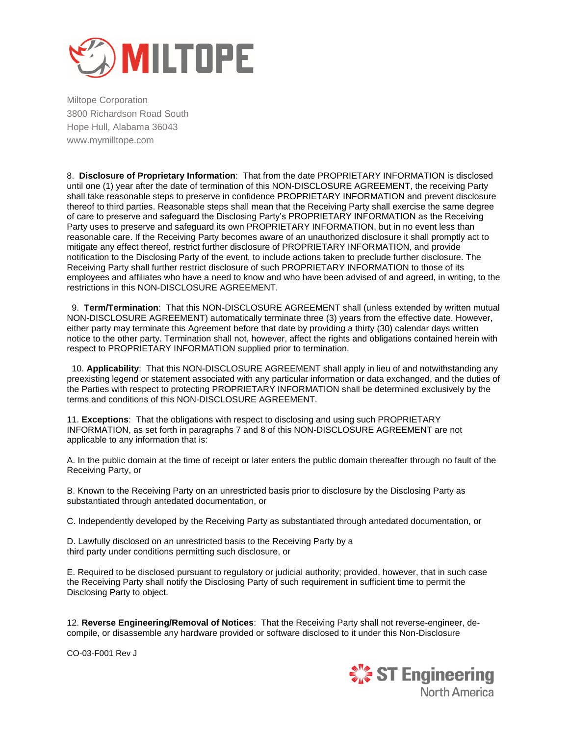Miltope Corporation
3800 Richardson Road South
Hope Hull, Alabama 36043
www.mymilltope.com

8. **Disclosure of Proprietary Information**: That from the date PROPRIETARY INFORMATION is disclosed until one (1) year after the date of termination of this NON-DISCLOSURE AGREEMENT, the receiving Party shall take reasonable steps to preserve in confidence PROPRIETARY INFORMATION and prevent disclosure thereof to third parties. Reasonable steps shall mean that the Receiving Party shall exercise the same degree of care to preserve and safeguard the Disclosing Party's PROPRIETARY INFORMATION as the Receiving Party uses to preserve and safeguard its own PROPRIETARY INFORMATION, but in no event less than reasonable care. If the Receiving Party becomes aware of an unauthorized disclosure it shall promptly act to mitigate any effect thereof, restrict further disclosure of PROPRIETARY INFORMATION, and provide notification to the Disclosing Party of the event, to include actions taken to preclude further disclosure. The Receiving Party shall further restrict disclosure of such PROPRIETARY INFORMATION to those of its employees and affiliates who have a need to know and who have been advised of and agreed, in writing, to the restrictions in this NON-DISCLOSURE AGREEMENT.

9. **Term/Termination**: That this NON-DISCLOSURE AGREEMENT shall (unless extended by written mutual NON-DISCLOSURE AGREEMENT) automatically terminate three (3) years from the effective date. However, either party may terminate this Agreement before that date by providing a thirty (30) calendar days written notice to the other party. Termination shall not, however, affect the rights and obligations contained herein with respect to PROPRIETARY INFORMATION supplied prior to termination.

10. **Applicability**: That this NON-DISCLOSURE AGREEMENT shall apply in lieu of and notwithstanding any preexisting legend or statement associated with any particular information or data exchanged, and the duties of the Parties with respect to protecting PROPRIETARY INFORMATION shall be determined exclusively by the terms and conditions of this NON-DISCLOSURE AGREEMENT.

11. **Exceptions**: That the obligations with respect to disclosing and using such PROPRIETARY INFORMATION, as set forth in paragraphs 7 and 8 of this NON-DISCLOSURE AGREEMENT are not applicable to any information that is:

A. In the public domain at the time of receipt or later enters the public domain thereafter through no fault of the Receiving Party, or

B. Known to the Receiving Party on an unrestricted basis prior to disclosure by the Disclosing Party as substantiated through antedated documentation, or

C. Independently developed by the Receiving Party as substantiated through antedated documentation, or

D. Lawfully disclosed on an unrestricted basis to the Receiving Party by a third party under conditions permitting such disclosure, or

E. Required to be disclosed pursuant to regulatory or judicial authority; provided, however, that in such case the Receiving Party shall notify the Disclosing Party of such requirement in sufficient time to permit the Disclosing Party to object.

12. **Reverse Engineering/Removal of Notices**: That the Receiving Party shall not reverse-engineer, de-compile, or disassemble any hardware provided or software disclosed to it under this Non-Disclosure

CO-03-F001 Rev J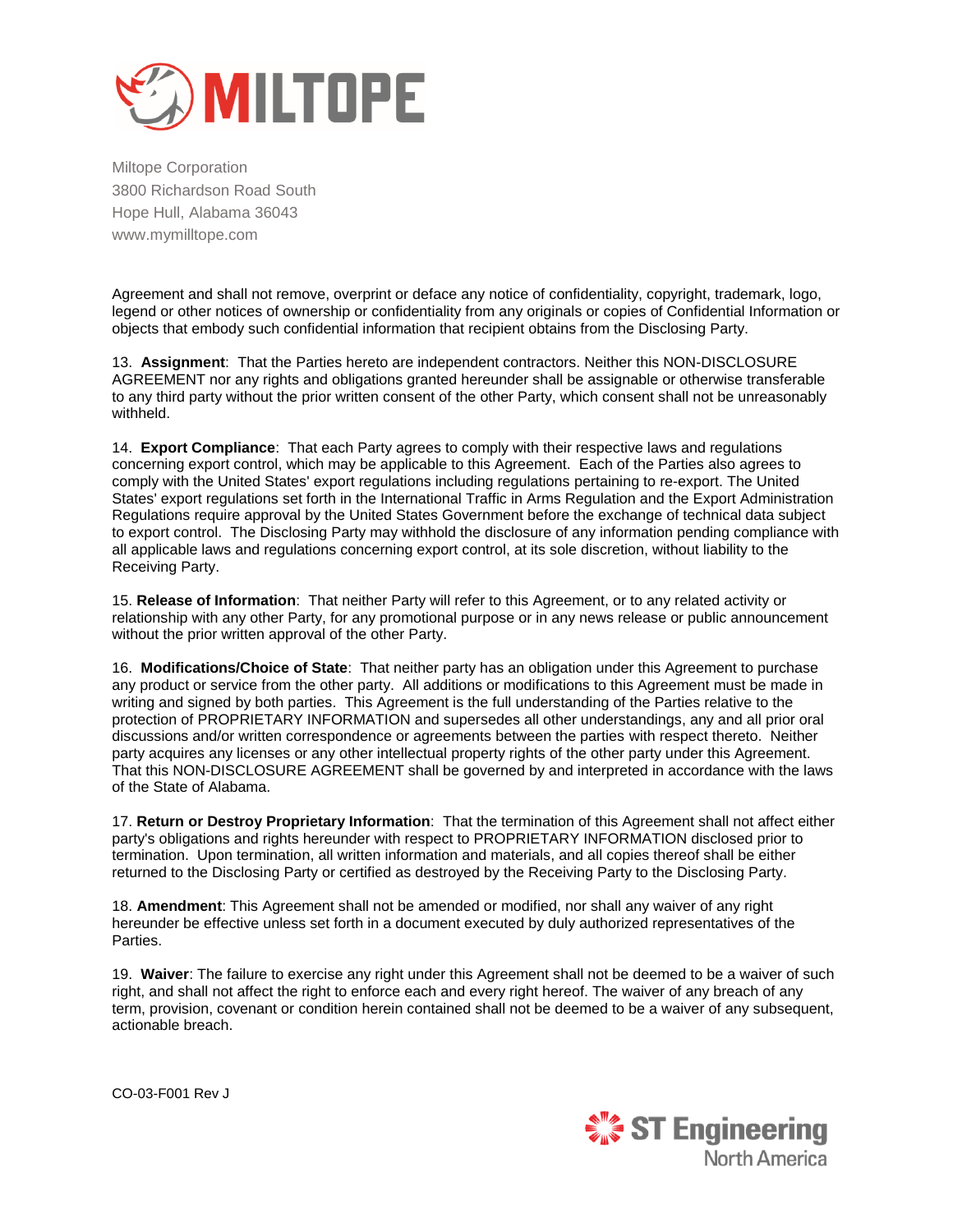Miltope Corporation
3800 Richardson Road South
Hope Hull, Alabama 36043
www.mymilltope.com

Agreement and shall not remove, overprint or deface any notice of confidentiality, copyright, trademark, logo, legend or other notices of ownership or confidentiality from any originals or copies of Confidential Information or objects that embody such confidential information that recipient obtains from the Disclosing Party.

13. **Assignment**: That the Parties hereto are independent contractors. Neither this NON-DISCLOSURE AGREEMENT nor any rights and obligations granted hereunder shall be assignable or otherwise transferable to any third party without the prior written consent of the other Party, which consent shall not be unreasonably withheld.

14. **Export Compliance**: That each Party agrees to comply with their respective laws and regulations concerning export control, which may be applicable to this Agreement. Each of the Parties also agrees to comply with the United States' export regulations including regulations pertaining to re-export. The United States' export regulations set forth in the International Traffic in Arms Regulation and the Export Administration Regulations require approval by the United States Government before the exchange of technical data subject to export control. The Disclosing Party may withhold the disclosure of any information pending compliance with all applicable laws and regulations concerning export control, at its sole discretion, without liability to the Receiving Party.

15. **Release of Information**: That neither Party will refer to this Agreement, or to any related activity or relationship with any other Party, for any promotional purpose or in any news release or public announcement without the prior written approval of the other Party.

16. **Modifications/Choice of State**: That neither party has an obligation under this Agreement to purchase any product or service from the other party. All additions or modifications to this Agreement must be made in writing and signed by both parties. This Agreement is the full understanding of the Parties relative to the protection of PROPRIETARY INFORMATION and supersedes all other understandings, any and all prior oral discussions and/or written correspondence or agreements between the parties with respect thereto. Neither party acquires any licenses or any other intellectual property rights of the other party under this Agreement. That this NON-DISCLOSURE AGREEMENT shall be governed by and interpreted in accordance with the laws of the State of Alabama.

17. **Return or Destroy Proprietary Information**: That the termination of this Agreement shall not affect either party's obligations and rights hereunder with respect to PROPRIETARY INFORMATION disclosed prior to termination. Upon termination, all written information and materials, and all copies thereof shall be either returned to the Disclosing Party or certified as destroyed by the Receiving Party to the Disclosing Party.

18. **Amendment**: This Agreement shall not be amended or modified, nor shall any waiver of any right hereunder be effective unless set forth in a document executed by duly authorized representatives of the Parties.

19. **Waiver**: The failure to exercise any right under this Agreement shall not be deemed to be a waiver of such right, and shall not affect the right to enforce each and every right hereof. The waiver of any breach of any term, provision, covenant or condition herein contained shall not be deemed to be a waiver of any subsequent, actionable breach.

CO-03-F001 Rev J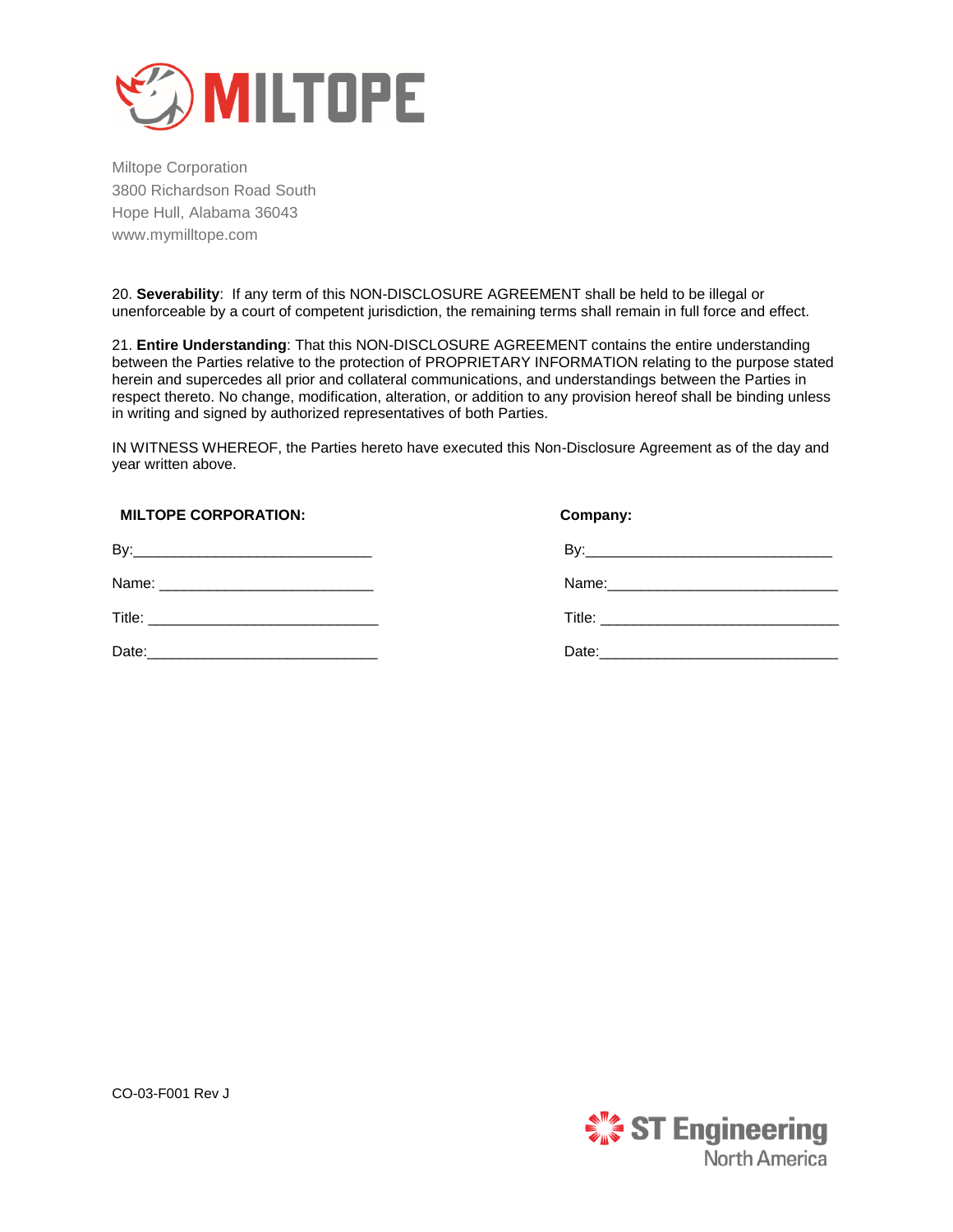Miltope Corporation
3800 Richardson Road South
Hope Hull, Alabama 36043
www.mymilltope.com

20. **Severability**: If any term of this NON-DISCLOSURE AGREEMENT shall be held to be illegal or unenforceable by a court of competent jurisdiction, the remaining terms shall remain in full force and effect.

21. **Entire Understanding**: That this NON-DISCLOSURE AGREEMENT contains the entire understanding between the Parties relative to the protection of PROPRIETARY INFORMATION relating to the purpose stated herein and supercedes all prior and collateral communications, and understandings between the Parties in respect thereto. No change, modification, alteration, or addition to any provision hereof shall be binding unless in writing and signed by authorized representatives of both Parties.

IN WITNESS WHEREOF, the Parties hereto have executed this Non-Disclosure Agreement as of the day and year written above.

**MILTOPE CORPORATION:**

By:_____________________________

Name: __________________________

Title: ___________________________

Date:____________________________

**Company:**

By:_____________________________

Name:___________________________

Title: ___________________________

Date:____________________________

CO-03-F001 Rev J